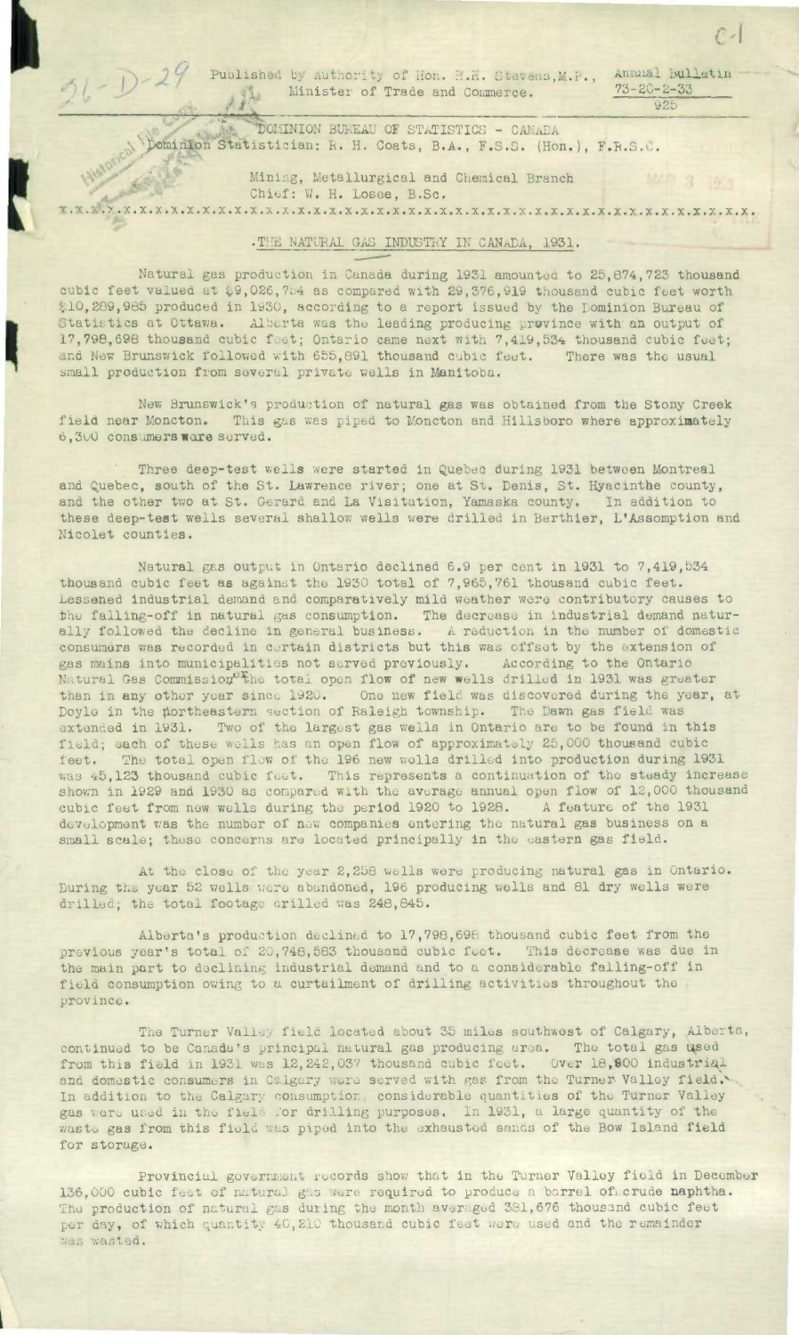Published by Authority of Hon. H.H. Stevens, M.P., Minister of Trade and Commerce.

Annual Bulletin 73-20-2-33

DOMINION BUREAU OF STATISTICS - CANADA
Dominion Statistician: R. H. Coats, B.A., F.S.S. (Hon.), F.R.S.C.

Mining, Metallurgical and Chemical Branch
Chief: W. H. Losee, B.Sc.

x.x.x.x.x.x.x.x.x.x.x.x.x.x.x.x.x.x.x.x.x.x.x.x.x.x.x.x.x.x.x.x.x.x.x.x.x.x.x.x.x.x.x.x.

# THE NATURAL GAS INDUSTRY IN CANADA, 1931.

Natural gas production in Canada during 1931 amounted to 25,874,723 thousand cubic feet valued at $9,026,734 as compared with 29,376,919 thousand cubic feet worth $10,289,985 produced in 1930, according to a report issued by the Dominion Bureau of Statistics at Ottawa. Alberta was the leading producing province with an output of 17,798,698 thousand cubic feet; Ontario came next with 7,419,534 thousand cubic feet; and New Brunswick followed with 655,891 thousand cubic feet. There was the usual small production from several private wells in Manitoba.

New Brunswick's production of natural gas was obtained from the Stony Creek field near Moncton. This gas was piped to Moncton and Hillsboro where approximately 6,300 consumers were served.

Three deep-test wells were started in Quebec during 1931 between Montreal and Quebec, south of the St. Lawrence river; one at St. Denis, St. Hyacinthe county, and the other two at St. Gerard and La Visitation, Yamaska county. In addition to these deep-test wells several shallow wells were drilled in Berthier, L'Assomption and Nicolet counties.

Natural gas output in Ontario declined 6.9 per cent in 1931 to 7,419,534 thousand cubic feet as against the 1930 total of 7,965,761 thousand cubic feet. Lessened industrial demand and comparatively mild weather were contributory causes to the falling-off in natural gas consumption. The decrease in industrial demand naturally followed the decline in general business. A reduction in the number of domestic consumers was recorded in certain districts but this was offset by the extension of gas mains into municipalities not served previously. According to the Ontario Natural Gas Commissioner the total open flow of new wells drilled in 1931 was greater than in any other year since 1920. One new field was discovered during the year, at Doyle in the northeastern section of Raleigh township. The Dawn gas field was extended in 1931. Two of the largest gas wells in Ontario are to be found in this field; each of these wells has an open flow of approximately 25,000 thousand cubic feet. The total open flow of the 196 new wells drilled into production during 1931 was 45,123 thousand cubic feet. This represents a continuation of the steady increase shown in 1929 and 1930 as compared with the average annual open flow of 12,000 thousand cubic feet from new wells during the period 1920 to 1928. A feature of the 1931 development was the number of new companies entering the natural gas business on a small scale; these concerns are located principally in the eastern gas field.

At the close of the year 2,258 wells were producing natural gas in Ontario. During the year 52 wells were abandoned, 196 producing wells and 81 dry wells were drilled; the total footage drilled was 248,845.

Alberta's production declined to 17,798,698 thousand cubic feet from the previous year's total of 20,748,583 thousand cubic feet. This decrease was due in the main part to declining industrial demand and to a considerable falling-off in field consumption owing to a curtailment of drilling activities throughout the province.

The Turner Valley field located about 35 miles southwest of Calgary, Alberta, continued to be Canada's principal natural gas producing area. The total gas used from this field in 1931 was 12,242,037 thousand cubic feet. Over 18,800 industrial and domestic consumers in Calgary were served with gas from the Turner Valley field. In addition to the Calgary consumption considerable quantities of the Turner Valley gas were used in the field for drilling purposes. In 1931, a large quantity of the waste gas from this field was piped into the exhausted sands of the Bow Island field for storage.

Provincial government records show that in the Turner Valley field in December 136,000 cubic feet of natural gas were required to produce a barrel of crude naphtha. The production of natural gas during the month averaged 381,676 thousand cubic feet per day, of which quantity 40,210 thousand cubic feet were used and the remainder was wasted.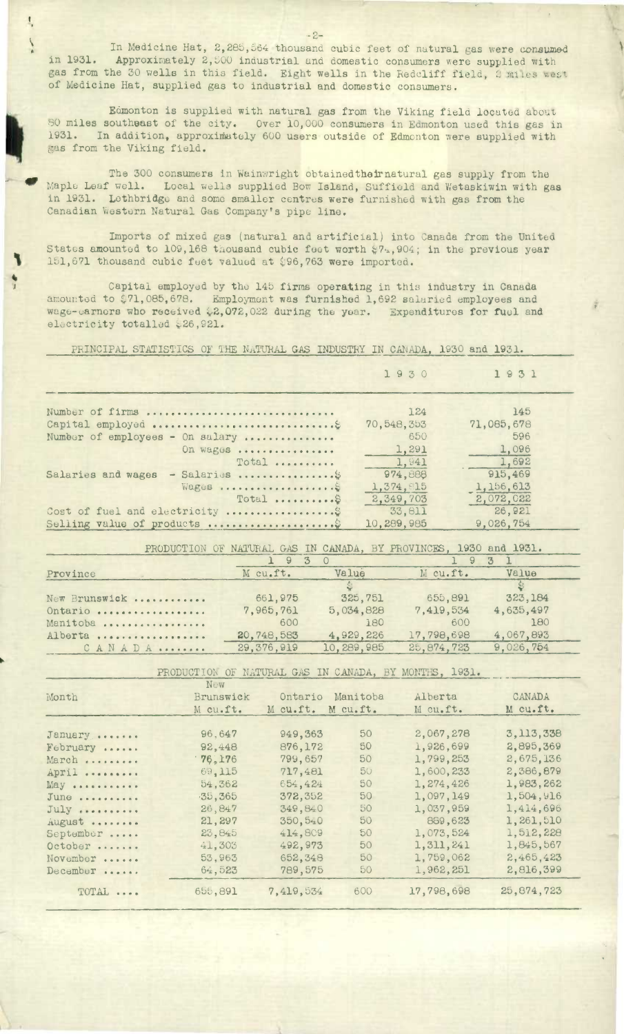In Medicine Hat, 2,285,564 thousand cubic feet of natural gas were consumed in 1931. Approximately 2,500 industrial and domestic consumers were supplied with gas from the 30 wells in this field. Eight wells in the Redcliff field, 2 miles west of Medicine Hat, supplied gas to industrial and domestic consumers.

Edmonton is supplied with natural gas from the Viking field located about 80 miles southeast of the city. Over 10,000 consumers in Edmonton used this gas in 1931. In addition, approximately 600 users outside of Edmonton were supplied with gas from the Viking field.

The 300 consumers in Wainwright obtained their natural gas supply from the Maple Leaf well. Local wells supplied Bow Island, Suffield and Wetaskiwin with gas in 1931. Lethbridge and some smaller centres were furnished with gas from the Canadian Western Natural Gas Company's pipe line.

Imports of mixed gas (natural and artificial) into Canada from the United States amounted to 109,168 thousand cubic feet worth $74,904; in the previous year 151,671 thousand cubic feet valued at $96,763 were imported.

Capital employed by the 145 firms operating in this industry in Canada amounted to $71,085,678. Employment was furnished 1,692 salaried employees and wage-earners who received $2,072,022 during the year. Expenditures for fuel and electricity totalled $26,921.

PRINCIPAL STATISTICS OF THE NATURAL GAS INDUSTRY IN CANADA, 1930 and 1931.

| | | 1930 | 1931 |
|---|---|---|---|
| Number of firms | | 124 | 145 |
| Capital employed | $ | 70,548,353 | 71,085,678 |
| Number of employees - On salary | | 650 | 596 |
| On wages | | 1,291 | 1,096 |
| Total | | 1,941 | 1,692 |
| Salaries and wages - Salaries | $ | 974,888 | 915,469 |
| Wages | $ | 1,374,815 | 1,156,613 |
| Total | $ | 2,349,703 | 2,072,022 |
| Cost of fuel and electricity | $ | 33,811 | 26,921 |
| Selling value of products | $ | 10,289,985 | 9,026,754 |

PRODUCTION OF NATURAL GAS IN CANADA, BY PROVINCES, 1930 and 1931.

| Province | 1930 M cu.ft. | 1930 Value $ | 1931 M cu.ft. | 1931 Value $ |
|---|---|---|---|---|
| New Brunswick | 661,975 | 325,751 | 655,891 | 323,184 |
| Ontario | 7,965,761 | 5,034,828 | 7,419,534 | 4,635,497 |
| Manitoba | 600 | 180 | 600 | 180 |
| Alberta | 20,748,583 | 4,929,226 | 17,798,698 | 4,067,893 |
| CANADA | 29,376,919 | 10,289,985 | 25,874,723 | 9,026,754 |

PRODUCTION OF NATURAL GAS IN CANADA, BY MONTHS, 1931.

| Month | New Brunswick M cu.ft. | Ontario M cu.ft. | Manitoba M cu.ft. | Alberta M cu.ft. | CANADA M cu.ft. |
|---|---|---|---|---|---|
| January | 96,647 | 949,363 | 50 | 2,067,278 | 3,113,338 |
| February | 92,448 | 876,172 | 50 | 1,926,699 | 2,895,369 |
| March | 76,176 | 799,657 | 50 | 1,799,253 | 2,675,136 |
| April | 69,115 | 717,481 | 50 | 1,600,233 | 2,386,879 |
| May | 54,362 | 654,424 | 50 | 1,274,426 | 1,983,262 |
| June | 35,365 | 372,352 | 50 | 1,097,149 | 1,504,916 |
| July | 26,847 | 349,840 | 50 | 1,037,959 | 1,414,696 |
| August | 21,297 | 350,540 | 50 | 889,623 | 1,261,510 |
| September | 23,845 | 414,809 | 50 | 1,073,524 | 1,512,228 |
| October | 41,303 | 492,973 | 50 | 1,311,241 | 1,845,567 |
| November | 53,963 | 652,348 | 50 | 1,759,062 | 2,465,423 |
| December | 64,523 | 789,575 | 50 | 1,962,251 | 2,816,399 |
| TOTAL | 655,891 | 7,419,534 | 600 | 17,798,698 | 25,874,723 |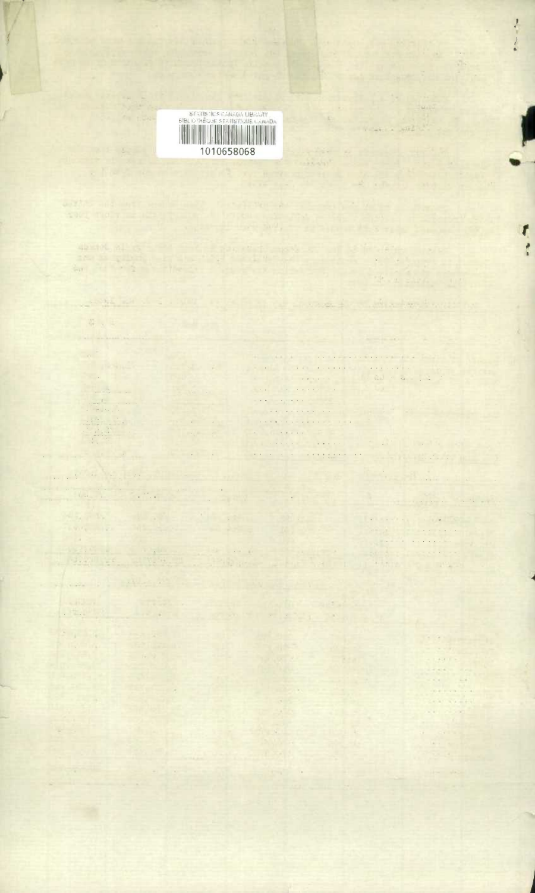STATISTICS CANADA LIBRARY
BIBLIOTHÈQUE STATISTIQUE CANADA

1010658068